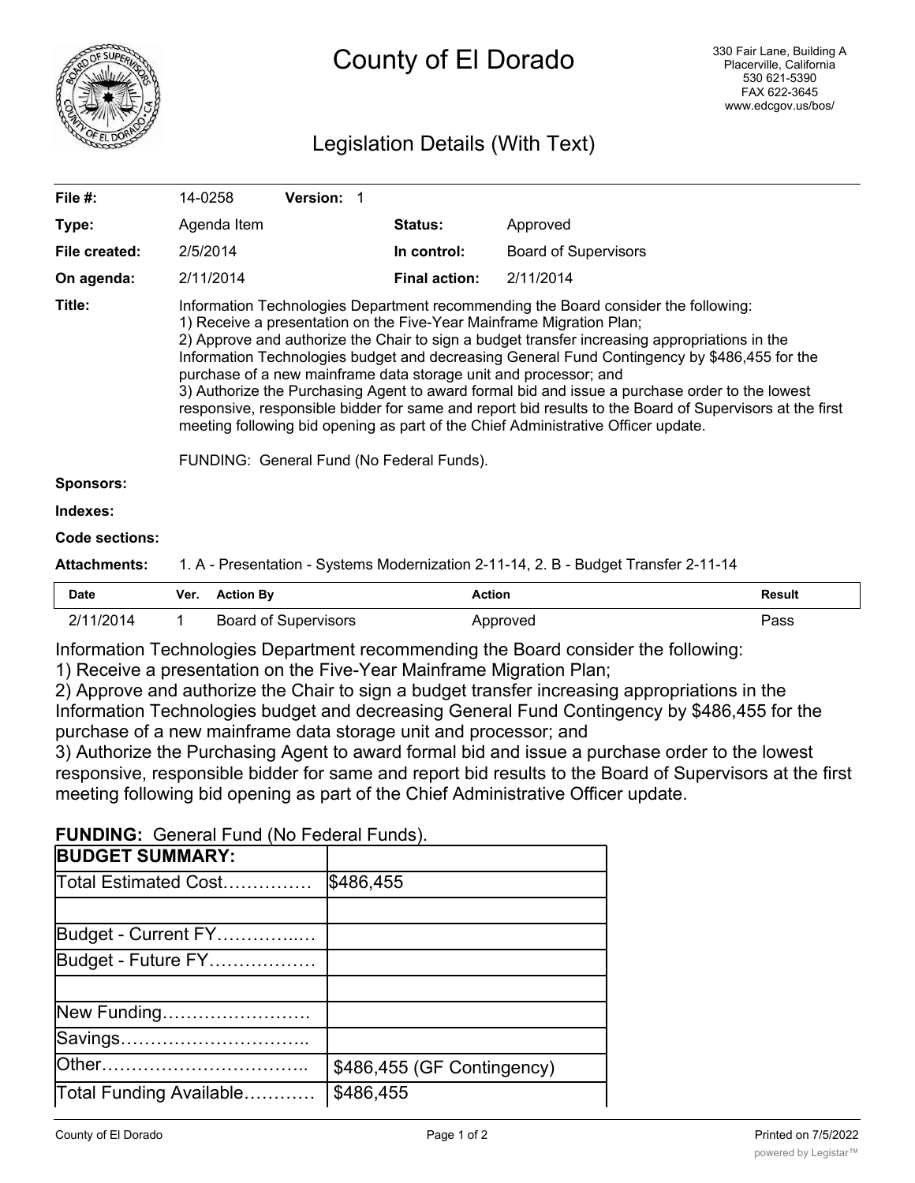# County of El Dorado

330 Fair Lane, Building A
Placerville, California
530 621-5390
FAX 622-3645
www.edcgov.us/bos/

## Legislation Details (With Text)

| | | | |
|---|---|---|---|
| **File #:** | 14-0258 **Version:** 1 | | |
| **Type:** | Agenda Item | **Status:** | Approved |
| **File created:** | 2/5/2014 | **In control:** | Board of Supervisors |
| **On agenda:** | 2/11/2014 | **Final action:** | 2/11/2014 |

**Title:** Information Technologies Department recommending the Board consider the following:
1) Receive a presentation on the Five-Year Mainframe Migration Plan;
2) Approve and authorize the Chair to sign a budget transfer increasing appropriations in the Information Technologies budget and decreasing General Fund Contingency by $486,455 for the purchase of a new mainframe data storage unit and processor; and
3) Authorize the Purchasing Agent to award formal bid and issue a purchase order to the lowest responsive, responsible bidder for same and report bid results to the Board of Supervisors at the first meeting following bid opening as part of the Chief Administrative Officer update.

FUNDING: General Fund (No Federal Funds).

**Sponsors:**

**Indexes:**

**Code sections:**

**Attachments:** 1. A - Presentation - Systems Modernization 2-11-14, 2. B - Budget Transfer 2-11-14

| Date | Ver. | Action By | Action | Result |
|---|---|---|---|---|
| 2/11/2014 | 1 | Board of Supervisors | Approved | Pass |

Information Technologies Department recommending the Board consider the following:
1) Receive a presentation on the Five-Year Mainframe Migration Plan;
2) Approve and authorize the Chair to sign a budget transfer increasing appropriations in the Information Technologies budget and decreasing General Fund Contingency by $486,455 for the purchase of a new mainframe data storage unit and processor; and
3) Authorize the Purchasing Agent to award formal bid and issue a purchase order to the lowest responsive, responsible bidder for same and report bid results to the Board of Supervisors at the first meeting following bid opening as part of the Chief Administrative Officer update.

**FUNDING:** General Fund (No Federal Funds).

| **BUDGET SUMMARY:** | |
|---|---|
| Total Estimated Cost…………… | $486,455 |
| | |
| Budget - Current FY…………..… | |
| Budget - Future FY……………… | |
| | |
| New Funding……………………. | |
| Savings………………………….. | |
| Other…………………………….. | $486,455 (GF Contingency) |
| Total Funding Available………… | $486,455 |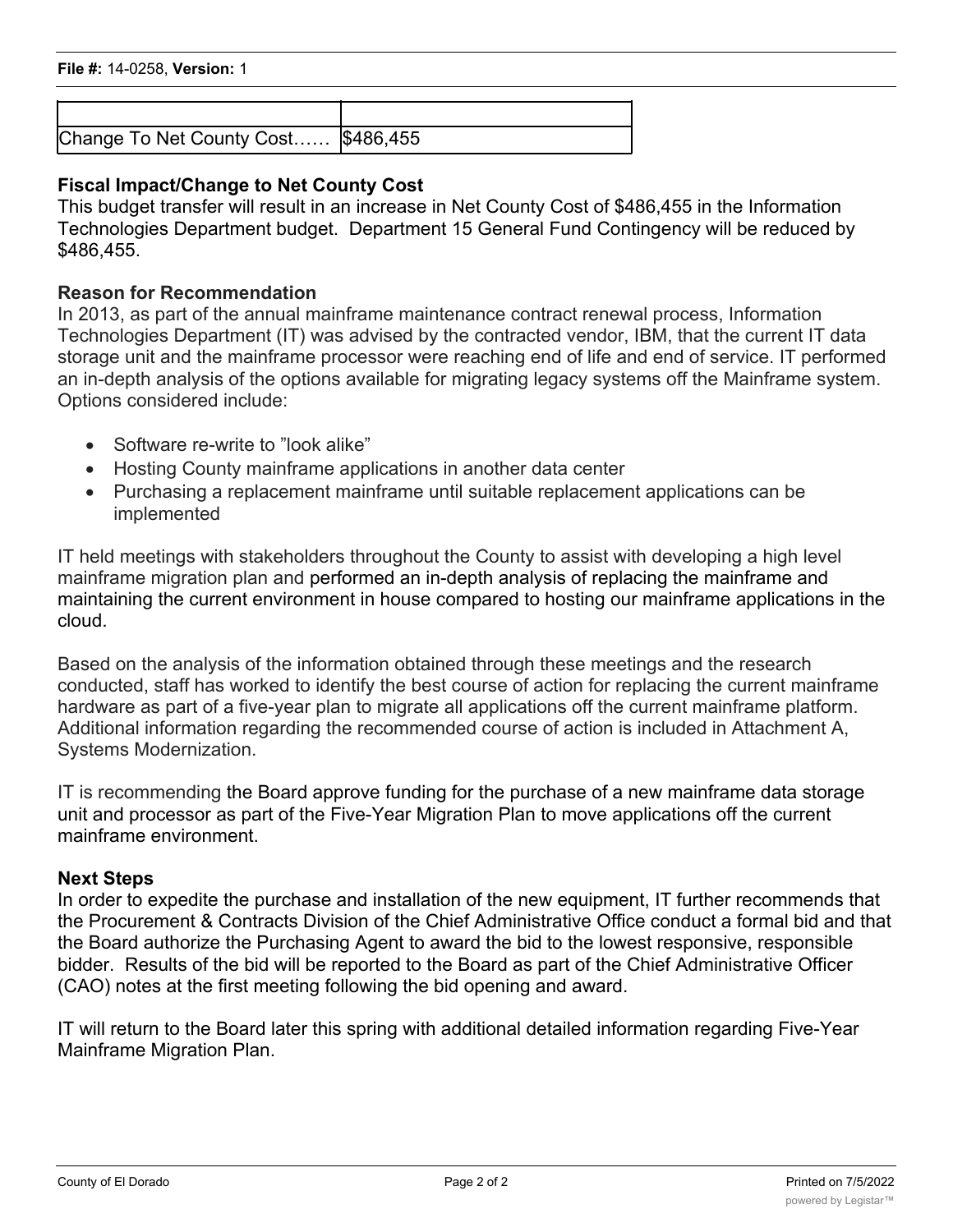| | |
|---|---|
| Change To Net County Cost…… | $486,455 |

**Fiscal Impact/Change to Net County Cost**
This budget transfer will result in an increase in Net County Cost of $486,455 in the Information Technologies Department budget. Department 15 General Fund Contingency will be reduced by $486,455.

**Reason for Recommendation**
In 2013, as part of the annual mainframe maintenance contract renewal process, Information Technologies Department (IT) was advised by the contracted vendor, IBM, that the current IT data storage unit and the mainframe processor were reaching end of life and end of service. IT performed an in-depth analysis of the options available for migrating legacy systems off the Mainframe system. Options considered include:

- Software re-write to "look alike"
- Hosting County mainframe applications in another data center
- Purchasing a replacement mainframe until suitable replacement applications can be implemented

IT held meetings with stakeholders throughout the County to assist with developing a high level mainframe migration plan and performed an in-depth analysis of replacing the mainframe and maintaining the current environment in house compared to hosting our mainframe applications in the cloud.

Based on the analysis of the information obtained through these meetings and the research conducted, staff has worked to identify the best course of action for replacing the current mainframe hardware as part of a five-year plan to migrate all applications off the current mainframe platform. Additional information regarding the recommended course of action is included in Attachment A, Systems Modernization.

IT is recommending the Board approve funding for the purchase of a new mainframe data storage unit and processor as part of the Five-Year Migration Plan to move applications off the current mainframe environment.

**Next Steps**
In order to expedite the purchase and installation of the new equipment, IT further recommends that the Procurement & Contracts Division of the Chief Administrative Office conduct a formal bid and that the Board authorize the Purchasing Agent to award the bid to the lowest responsive, responsible bidder. Results of the bid will be reported to the Board as part of the Chief Administrative Officer (CAO) notes at the first meeting following the bid opening and award.

IT will return to the Board later this spring with additional detailed information regarding Five-Year Mainframe Migration Plan.